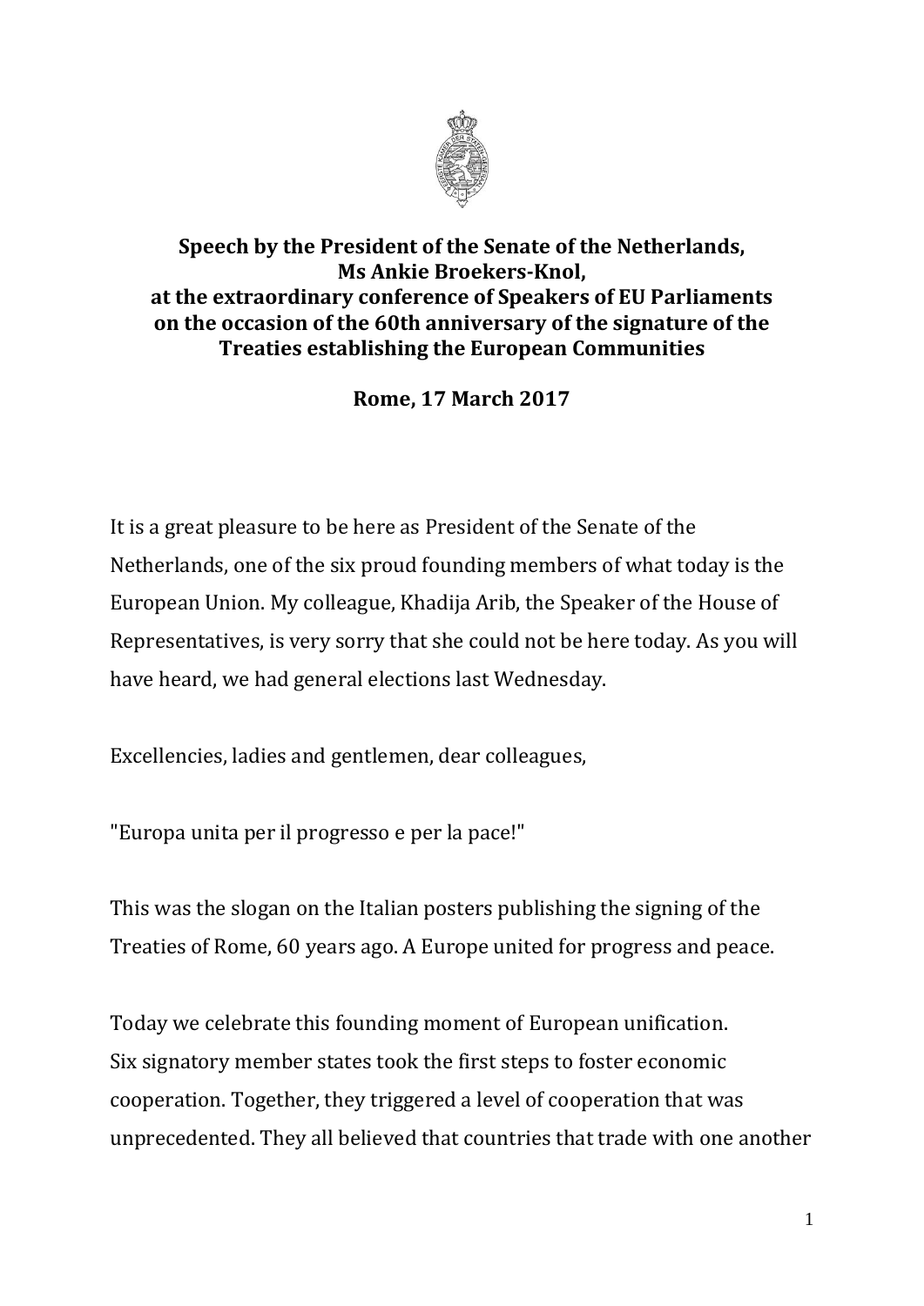**Speech by the President of the Senate of the Netherlands, Ms Ankie Broekers-Knol, at the extraordinary conference of Speakers of EU Parliaments on the occasion of the 60th anniversary of the signature of the Treaties establishing the European Communities**

**Rome, 17 March 2017**

It is a great pleasure to be here as President of the Senate of the Netherlands, one of the six proud founding members of what today is the European Union. My colleague, Khadija Arib, the Speaker of the House of Representatives, is very sorry that she could not be here today. As you will have heard, we had general elections last Wednesday.

Excellencies, ladies and gentlemen, dear colleagues,

"Europa unita per il progresso e per la pace!"

This was the slogan on the Italian posters publishing the signing of the Treaties of Rome, 60 years ago. A Europe united for progress and peace.

Today we celebrate this founding moment of European unification. Six signatory member states took the first steps to foster economic cooperation. Together, they triggered a level of cooperation that was unprecedented. They all believed that countries that trade with one another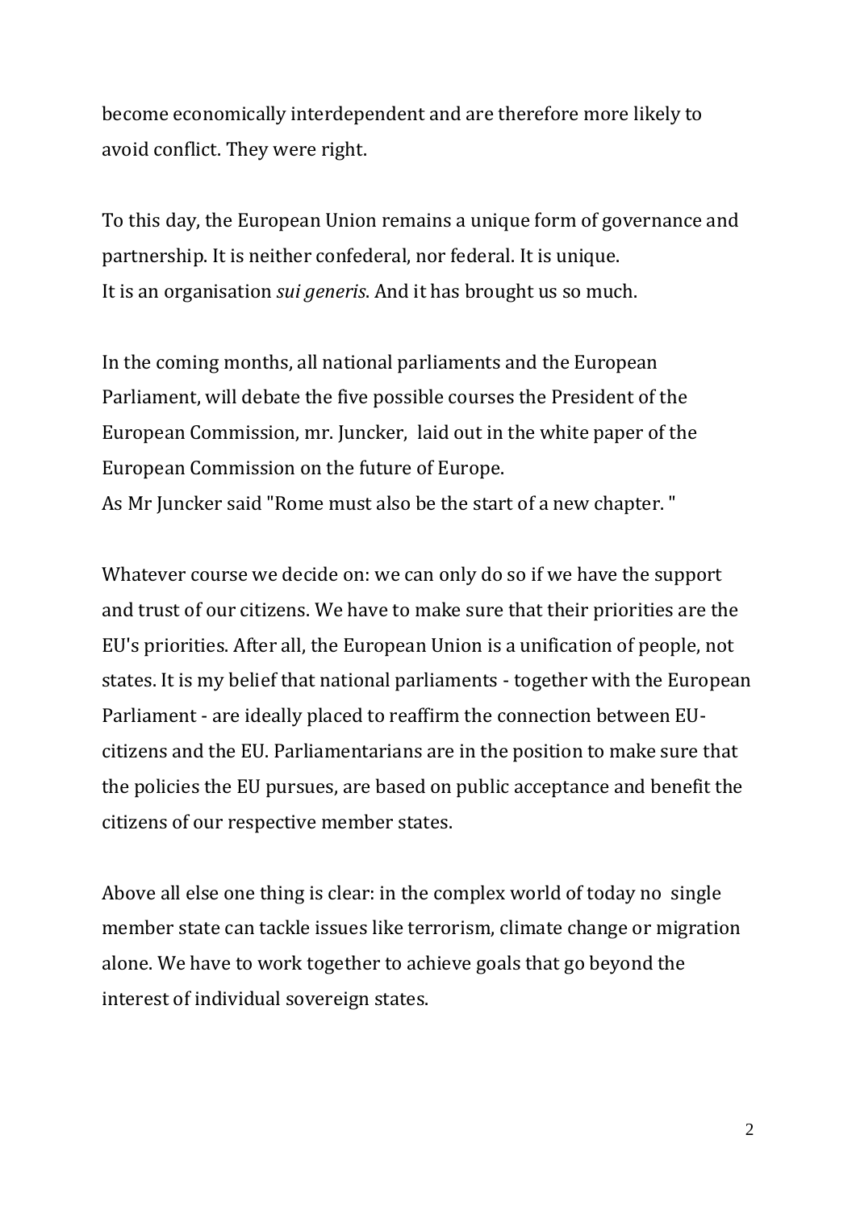become economically interdependent and are therefore more likely to avoid conflict. They were right.

To this day, the European Union remains a unique form of governance and partnership. It is neither confederal, nor federal. It is unique. It is an organisation *sui generis*. And it has brought us so much.

In the coming months, all national parliaments and the European Parliament, will debate the five possible courses the President of the European Commission, mr. Juncker, laid out in the white paper of the European Commission on the future of Europe. As Mr Juncker said "Rome must also be the start of a new chapter. "

Whatever course we decide on: we can only do so if we have the support and trust of our citizens. We have to make sure that their priorities are the EU's priorities. After all, the European Union is a unification of people, not states. It is my belief that national parliaments - together with the European Parliament - are ideally placed to reaffirm the connection between EU-citizens and the EU. Parliamentarians are in the position to make sure that the policies the EU pursues, are based on public acceptance and benefit the citizens of our respective member states.

Above all else one thing is clear: in the complex world of today no single member state can tackle issues like terrorism, climate change or migration alone. We have to work together to achieve goals that go beyond the interest of individual sovereign states.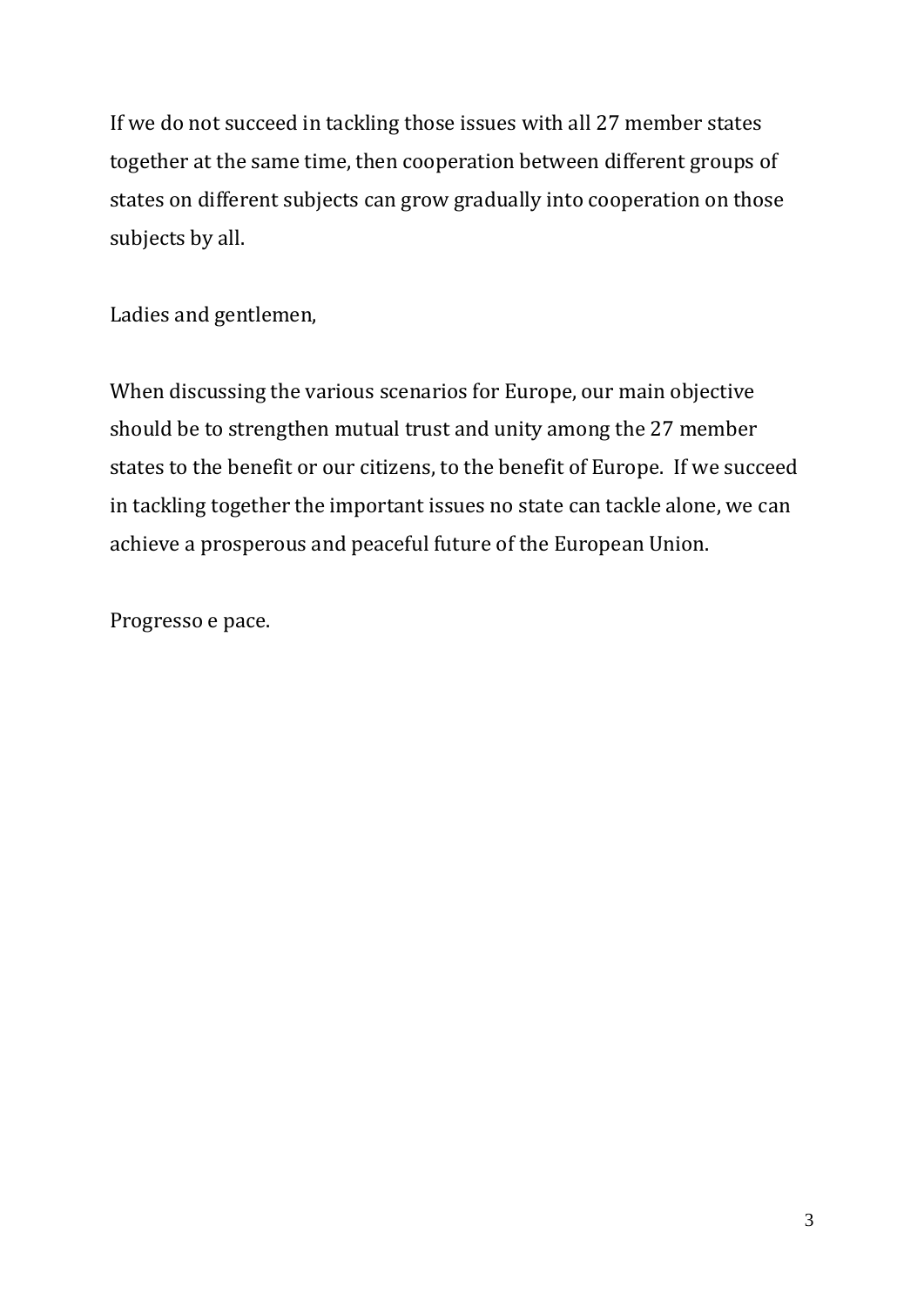If we do not succeed in tackling those issues with all 27 member states together at the same time, then cooperation between different groups of states on different subjects can grow gradually into cooperation on those subjects by all.

Ladies and gentlemen,

When discussing the various scenarios for Europe, our main objective should be to strengthen mutual trust and unity among the 27 member states to the benefit or our citizens, to the benefit of Europe. If we succeed in tackling together the important issues no state can tackle alone, we can achieve a prosperous and peaceful future of the European Union.

Progresso e pace.